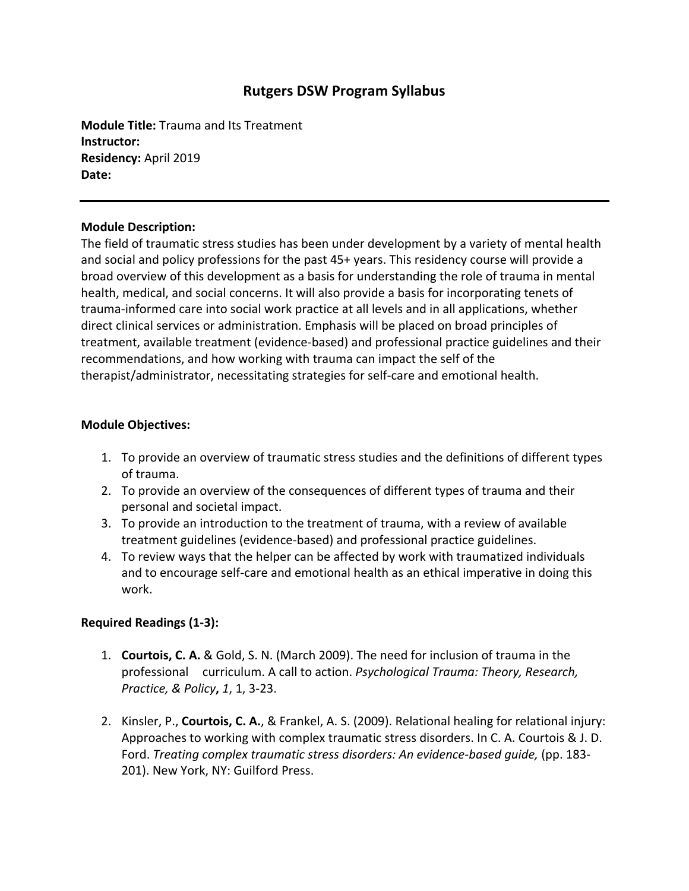# Rutgers DSW Program Syllabus

**Module Title:** Trauma and Its Treatment
**Instructor:**
**Residency:** April 2019
**Date:**

---

**Module Description:**
The field of traumatic stress studies has been under development by a variety of mental health and social and policy professions for the past 45+ years. This residency course will provide a broad overview of this development as a basis for understanding the role of trauma in mental health, medical, and social concerns. It will also provide a basis for incorporating tenets of trauma-informed care into social work practice at all levels and in all applications, whether direct clinical services or administration. Emphasis will be placed on broad principles of treatment, available treatment (evidence-based) and professional practice guidelines and their recommendations, and how working with trauma can impact the self of the therapist/administrator, necessitating strategies for self-care and emotional health.

**Module Objectives:**

1. To provide an overview of traumatic stress studies and the definitions of different types of trauma.
2. To provide an overview of the consequences of different types of trauma and their personal and societal impact.
3. To provide an introduction to the treatment of trauma, with a review of available treatment guidelines (evidence-based) and professional practice guidelines.
4. To review ways that the helper can be affected by work with traumatized individuals and to encourage self-care and emotional health as an ethical imperative in doing this work.

**Required Readings (1-3):**

1. **Courtois, C. A.** & Gold, S. N. (March 2009). The need for inclusion of trauma in the professional curriculum. A call to action. *Psychological Trauma: Theory, Research, Practice, & Policy***,** *1*, 1, 3-23.

2. Kinsler, P., **Courtois, C. A.**, & Frankel, A. S. (2009). Relational healing for relational injury: Approaches to working with complex traumatic stress disorders. In C. A. Courtois & J. D. Ford. *Treating complex traumatic stress disorders: An evidence-based guide,* (pp. 183-201). New York, NY: Guilford Press.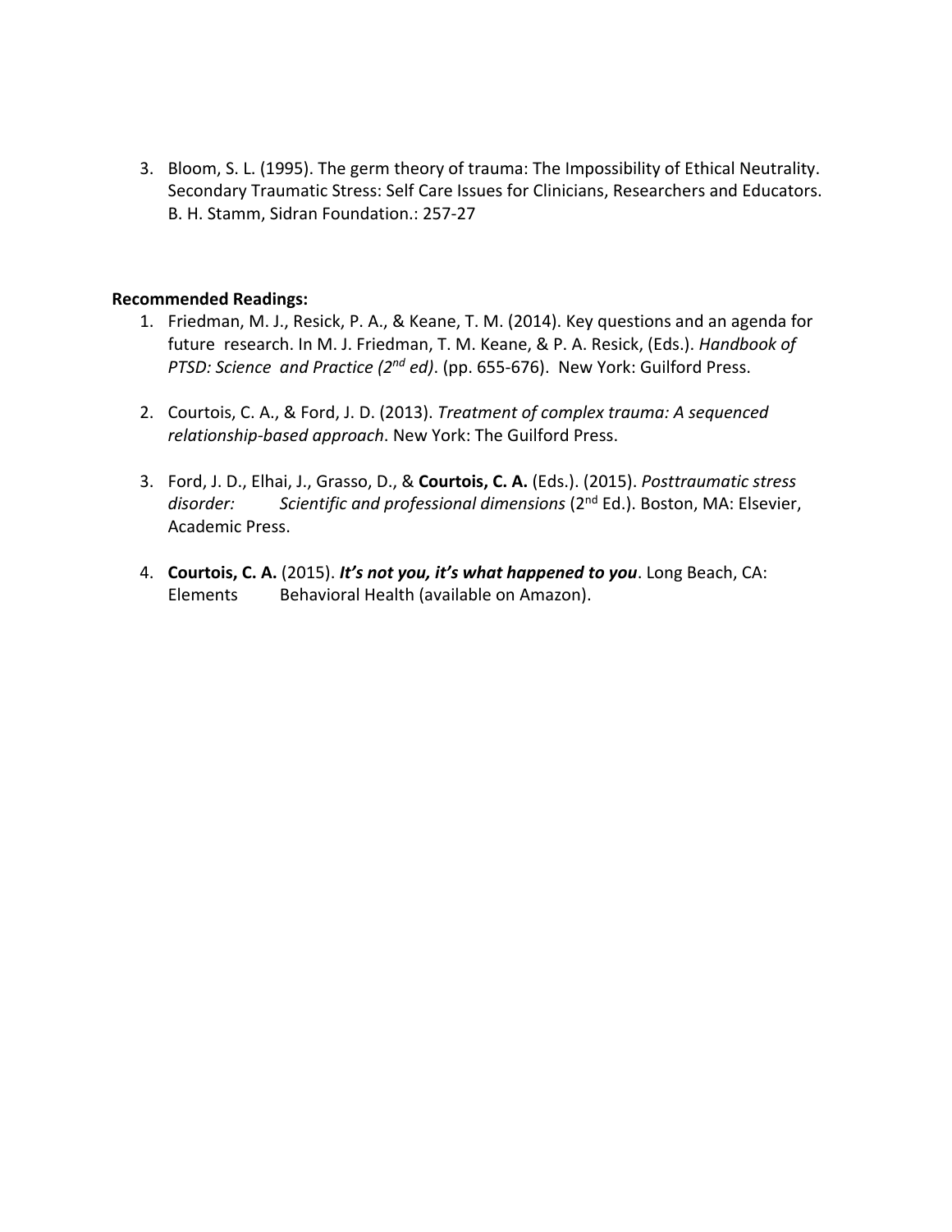3. Bloom, S. L. (1995). The germ theory of trauma: The Impossibility of Ethical Neutrality. Secondary Traumatic Stress: Self Care Issues for Clinicians, Researchers and Educators. B. H. Stamm, Sidran Foundation.: 257-27

**Recommended Readings:**

1. Friedman, M. J., Resick, P. A., & Keane, T. M. (2014). Key questions and an agenda for future research. In M. J. Friedman, T. M. Keane, & P. A. Resick, (Eds.). *Handbook of PTSD: Science and Practice (2nd ed)*. (pp. 655-676). New York: Guilford Press.

2. Courtois, C. A., & Ford, J. D. (2013). *Treatment of complex trauma: A sequenced relationship-based approach*. New York: The Guilford Press.

3. Ford, J. D., Elhai, J., Grasso, D., & **Courtois, C. A.** (Eds.). (2015). *Posttraumatic stress disorder: Scientific and professional dimensions* (2nd Ed.). Boston, MA: Elsevier, Academic Press.

4. **Courtois, C. A.** (2015). ***It's not you, it's what happened to you***. Long Beach, CA: Elements Behavioral Health (available on Amazon).